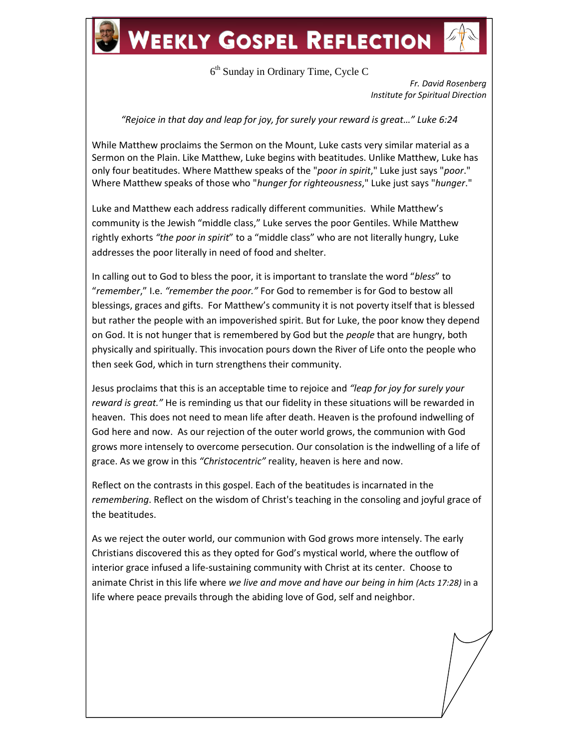# Weekly Gospel Reflection

6th Sunday in Ordinary Time, Cycle C

*Fr. David Rosenberg*
*Institute for Spiritual Direction*

*"Rejoice in that day and leap for joy, for surely your reward is great…" Luke 6:24*

While Matthew proclaims the Sermon on the Mount, Luke casts very similar material as a Sermon on the Plain. Like Matthew, Luke begins with beatitudes. Unlike Matthew, Luke has only four beatitudes. Where Matthew speaks of the "*poor in spirit*," Luke just says "*poor*." Where Matthew speaks of those who "*hunger for righteousness*," Luke just says "*hunger*."

Luke and Matthew each address radically different communities. While Matthew's community is the Jewish "middle class," Luke serves the poor Gentiles. While Matthew rightly exhorts *"the poor in spirit*" to a "middle class" who are not literally hungry, Luke addresses the poor literally in need of food and shelter.

In calling out to God to bless the poor, it is important to translate the word "*bless*" to "*remember*," I.e. *"remember the poor."* For God to remember is for God to bestow all blessings, graces and gifts. For Matthew's community it is not poverty itself that is blessed but rather the people with an impoverished spirit. But for Luke, the poor know they depend on God. It is not hunger that is remembered by God but the *people* that are hungry, both physically and spiritually. This invocation pours down the River of Life onto the people who then seek God, which in turn strengthens their community.

Jesus proclaims that this is an acceptable time to rejoice and *"leap for joy for surely your reward is great."* He is reminding us that our fidelity in these situations will be rewarded in heaven. This does not need to mean life after death. Heaven is the profound indwelling of God here and now. As our rejection of the outer world grows, the communion with God grows more intensely to overcome persecution. Our consolation is the indwelling of a life of grace. As we grow in this *"Christocentric"* reality, heaven is here and now.

Reflect on the contrasts in this gospel. Each of the beatitudes is incarnated in the *remembering*. Reflect on the wisdom of Christ's teaching in the consoling and joyful grace of the beatitudes.

As we reject the outer world, our communion with God grows more intensely. The early Christians discovered this as they opted for God's mystical world, where the outflow of interior grace infused a life-sustaining community with Christ at its center. Choose to animate Christ in this life where *we live and move and have our being in him (Acts 17:28)* in a life where peace prevails through the abiding love of God, self and neighbor.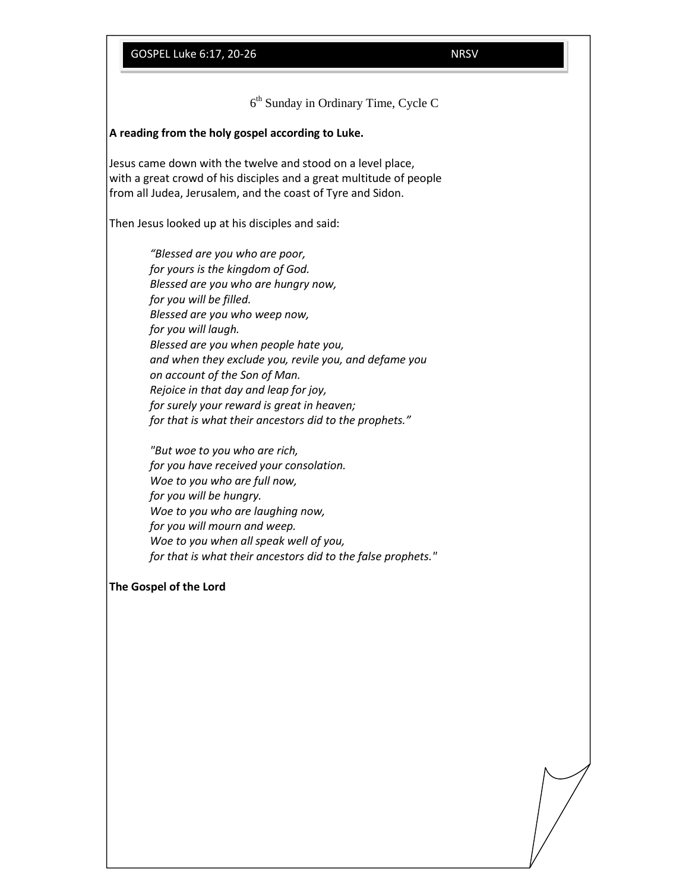GOSPEL Luke 6:17, 20-26 NRSV

6th Sunday in Ordinary Time, Cycle C

**A reading from the holy gospel according to Luke.**

Jesus came down with the twelve and stood on a level place,
with a great crowd of his disciples and a great multitude of people
from all Judea, Jerusalem, and the coast of Tyre and Sidon.

Then Jesus looked up at his disciples and said:

*“Blessed are you who are poor,*
*for yours is the kingdom of God.*
*Blessed are you who are hungry now,*
*for you will be filled.*
*Blessed are you who weep now,*
*for you will laugh.*
*Blessed are you when people hate you,*
*and when they exclude you, revile you, and defame you*
*on account of the Son of Man.*
*Rejoice in that day and leap for joy,*
*for surely your reward is great in heaven;*
*for that is what their ancestors did to the prophets.”*

*"But woe to you who are rich,*
*for you have received your consolation.*
*Woe to you who are full now,*
*for you will be hungry.*
*Woe to you who are laughing now,*
*for you will mourn and weep.*
*Woe to you when all speak well of you,*
*for that is what their ancestors did to the false prophets."*

**The Gospel of the Lord**